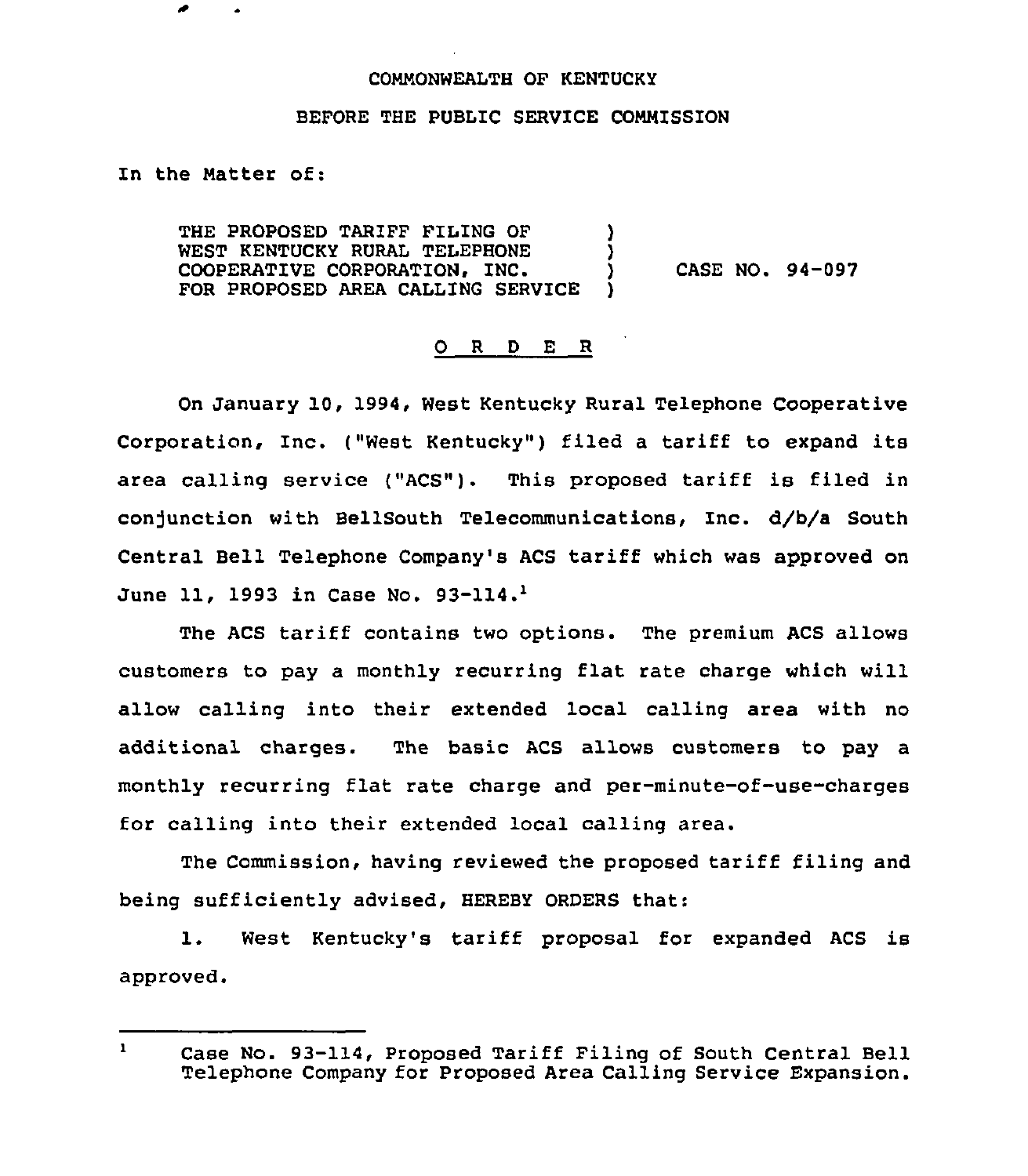COMMONWEALTH OF KENTUCKY

BEFORE THE PUBLIC SERVICE COMMISSION

In the Matter of:

THE PROPOSED TARIFF FILING OF WEST KENTUCKY RURAL TELEPHONE COOPERATIVE CORPORATION, INC. FOR PROPOSED AREA CALLING SERVICE ) CASE NO. 94-097

O R D E R

On January 10, 1994, West Kentucky Rural Telephone Cooperative Corporation, Inc. ("West Kentucky") filed a tariff to expand its area calling service ("ACS"). This proposed tariff is filed in conjunction with BellSouth Telecommunications, Inc. d/b/a South Central Bell Telephone Company's ACS tariff which was approved on June 11, 1993 in Case No. 93-114.[1]

The ACS tariff contains two options. The premium ACS allows customers to pay a monthly recurring flat rate charge which will allow calling into their extended local calling area with no additional charges. The basic ACS allows customers to pay a monthly recurring flat rate charge and per-minute-of-use-charges for calling into their extended local calling area.

The Commission, having reviewed the proposed tariff filing and being sufficiently advised, HEREBY ORDERS that:

1. West Kentucky's tariff proposal for expanded ACS is approved.

---

[1] Case No. 93-114, Proposed Tariff Filing of South Central Bell Telephone Company for Proposed Area Calling Service Expansion.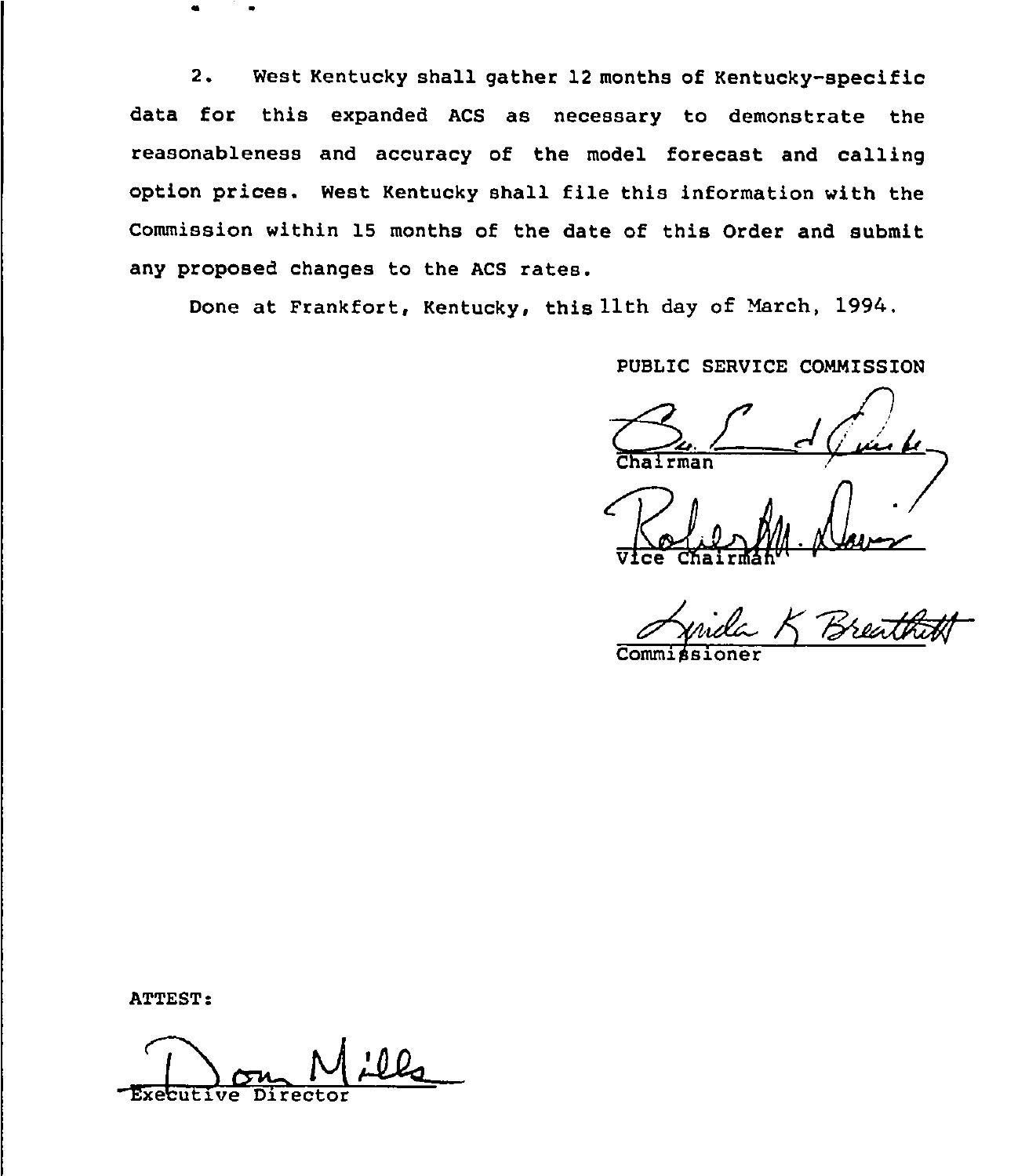2. West Kentucky shall gather 12 months of Kentucky-specific data for this expanded ACS as necessary to demonstrate the reasonableness and accuracy of the model forecast and calling option prices. West Kentucky shall file this information with the Commission within 15 months of the date of this Order and submit any proposed changes to the ACS rates.

Done at Frankfort, Kentucky, this 11th day of March, 1994.

PUBLIC SERVICE COMMISSION

Chairman

Vice Chairman

Commissioner

ATTEST:

Executive Director